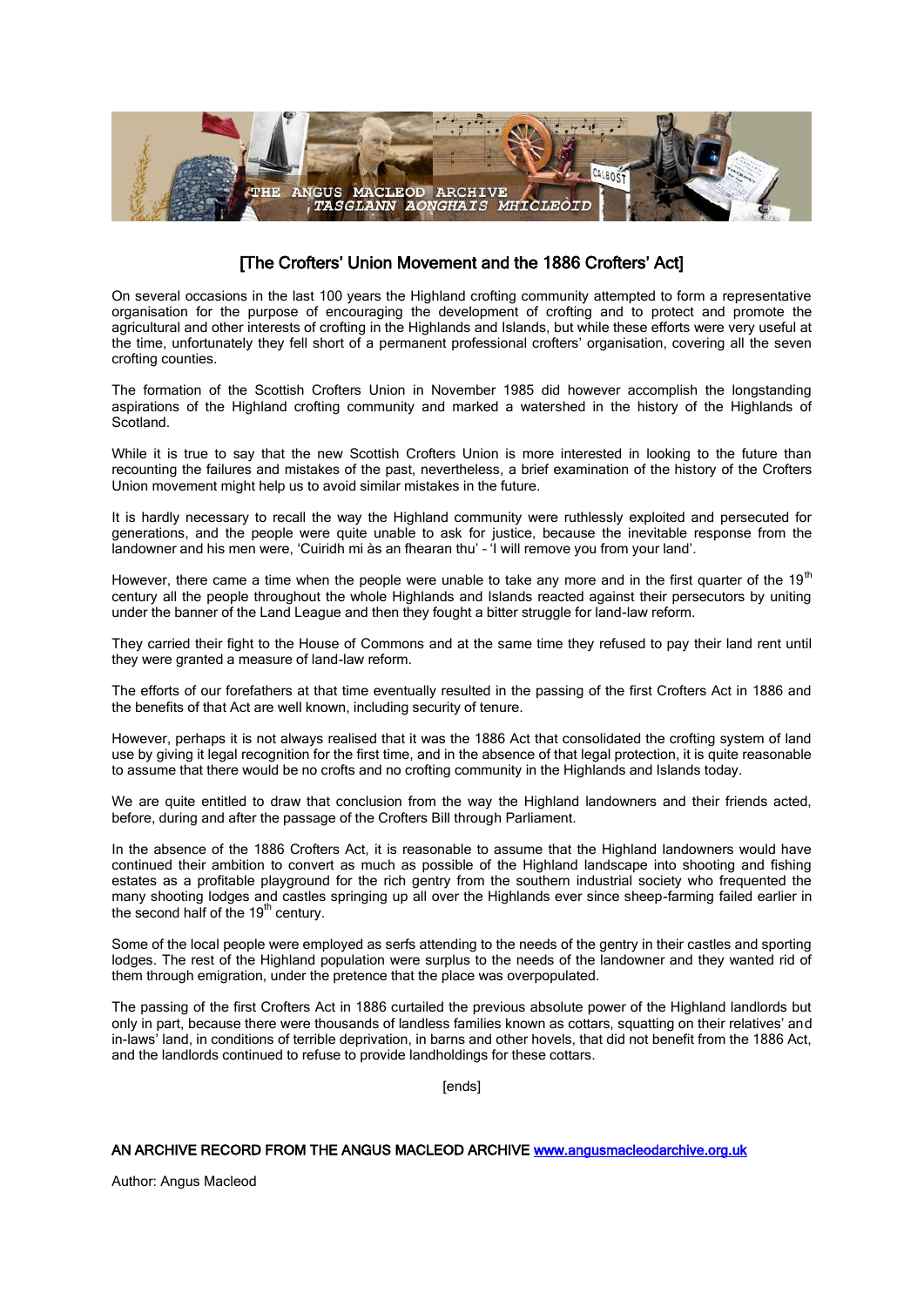## [The Crofters' Union Movement and the 1886 Crofters' Act]

On several occasions in the last 100 years the Highland crofting community attempted to form a representative organisation for the purpose of encouraging the development of crofting and to protect and promote the agricultural and other interests of crofting in the Highlands and Islands, but while these efforts were very useful at the time, unfortunately they fell short of a permanent professional crofters' organisation, covering all the seven crofting counties.

The formation of the Scottish Crofters Union in November 1985 did however accomplish the longstanding aspirations of the Highland crofting community and marked a watershed in the history of the Highlands of Scotland.

While it is true to say that the new Scottish Crofters Union is more interested in looking to the future than recounting the failures and mistakes of the past, nevertheless, a brief examination of the history of the Crofters Union movement might help us to avoid similar mistakes in the future.

It is hardly necessary to recall the way the Highland community were ruthlessly exploited and persecuted for generations, and the people were quite unable to ask for justice, because the inevitable response from the landowner and his men were, 'Cuiridh mi às an fhearan thu' - 'I will remove you from your land'.

However, there came a time when the people were unable to take any more and in the first quarter of the 19th century all the people throughout the whole Highlands and Islands reacted against their persecutors by uniting under the banner of the Land League and then they fought a bitter struggle for land-law reform.

They carried their fight to the House of Commons and at the same time they refused to pay their land rent until they were granted a measure of land-law reform.

The efforts of our forefathers at that time eventually resulted in the passing of the first Crofters Act in 1886 and the benefits of that Act are well known, including security of tenure.

However, perhaps it is not always realised that it was the 1886 Act that consolidated the crofting system of land use by giving it legal recognition for the first time, and in the absence of that legal protection, it is quite reasonable to assume that there would be no crofts and no crofting community in the Highlands and Islands today.

We are quite entitled to draw that conclusion from the way the Highland landowners and their friends acted, before, during and after the passage of the Crofters Bill through Parliament.

In the absence of the 1886 Crofters Act, it is reasonable to assume that the Highland landowners would have continued their ambition to convert as much as possible of the Highland landscape into shooting and fishing estates as a profitable playground for the rich gentry from the southern industrial society who frequented the many shooting lodges and castles springing up all over the Highlands ever since sheep-farming failed earlier in the second half of the 19th century.

Some of the local people were employed as serfs attending to the needs of the gentry in their castles and sporting lodges. The rest of the Highland population were surplus to the needs of the landowner and they wanted rid of them through emigration, under the pretence that the place was overpopulated.

The passing of the first Crofters Act in 1886 curtailed the previous absolute power of the Highland landlords but only in part, because there were thousands of landless families known as cottars, squatting on their relatives' and in-laws' land, in conditions of terrible deprivation, in barns and other hovels, that did not benefit from the 1886 Act, and the landlords continued to refuse to provide landholdings for these cottars.

[ends]

**AN ARCHIVE RECORD FROM THE ANGUS MACLEOD ARCHIVE www.angusmacleodarchive.org.uk**

Author: Angus Macleod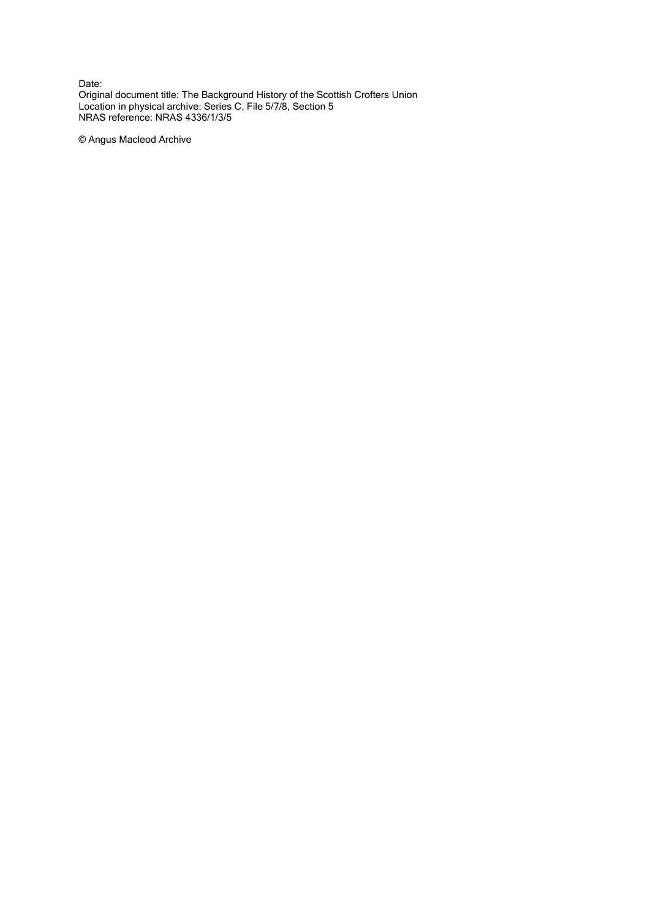Date:
Original document title: The Background History of the Scottish Crofters Union
Location in physical archive: Series C, File 5/7/8, Section 5
NRAS reference: NRAS 4336/1/3/5

© Angus Macleod Archive